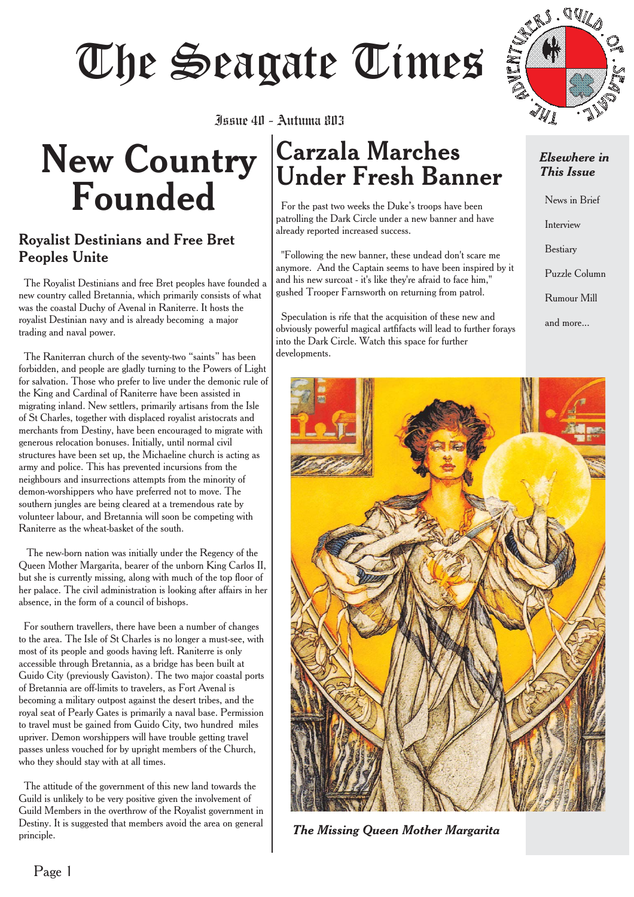# The Seagate Times

Issue 40 - Autumn 803

## New Country Founded

### Royalist Destinians and Free Bret Peoples Unite

The Royalist Destinians and free Bret peoples have founded a new country called Bretannia, which primarily consists of what was the coastal Duchy of Avenal in Raniterre. It hosts the royalist Destinian navy and is already becoming a major trading and naval power.

The Raniterran church of the seventy-two "saints" has been forbidden, and people are gladly turning to the Powers of Light for salvation. Those who prefer to live under the demonic rule of the King and Cardinal of Raniterre have been assisted in migrating inland. New settlers, primarily artisans from the Isle of St Charles, together with displaced royalist aristocrats and merchants from Destiny, have been encouraged to migrate with generous relocation bonuses. Initially, until normal civil structures have been set up, the Michaeline church is acting as army and police. This has prevented incursions from the neighbours and insurrections attempts from the minority of demon-worshippers who have preferred not to move. The southern jungles are being cleared at a tremendous rate by volunteer labour, and Bretannia will soon be competing with Raniterre as the wheat-basket of the south.

The new-born nation was initially under the Regency of the Queen Mother Margarita, bearer of the unborn King Carlos II, but she is currently missing, along with much of the top floor of her palace. The civil administration is looking after affairs in her absence, in the form of a council of bishops.

For southern travellers, there have been a number of changes to the area. The Isle of St Charles is no longer a must-see, with most of its people and goods having left. Raniterre is only accessible through Bretannia, as a bridge has been built at Guido City (previously Gaviston). The two major coastal ports of Bretannia are off-limits to travelers, as Fort Avenal is becoming a military outpost against the desert tribes, and the royal seat of Pearly Gates is primarily a naval base. Permission to travel must be gained from Guido City, two hundred miles upriver. Demon worshippers will have trouble getting travel passes unless vouched for by upright members of the Church, who they should stay with at all times.

The attitude of the government of this new land towards the Guild is unlikely to be very positive given the involvement of Guild Members in the overthrow of the Royalist government in Destiny. It is suggested that members avoid the area on general principle.

## Carzala Marches Under Fresh Banner

For the past two weeks the Duke's troops have been patrolling the Dark Circle under a new banner and have already reported increased success.

"Following the new banner, these undead don't scare me anymore. And the Captain seems to have been inspired by it and his new surcoat - it's like they're afraid to face him," gushed Trooper Farnsworth on returning from patrol.

Speculation is rife that the acquisition of these new and obviously powerful magical artfifacts will lead to further forays into the Dark Circle. Watch this space for further developments.

*The Missing Queen Mother Margarita*

### *Elsewhere in This Issue*

- News in Brief
- Interview
- Bestiary
- Puzzle Column
- Rumour Mill
- and more...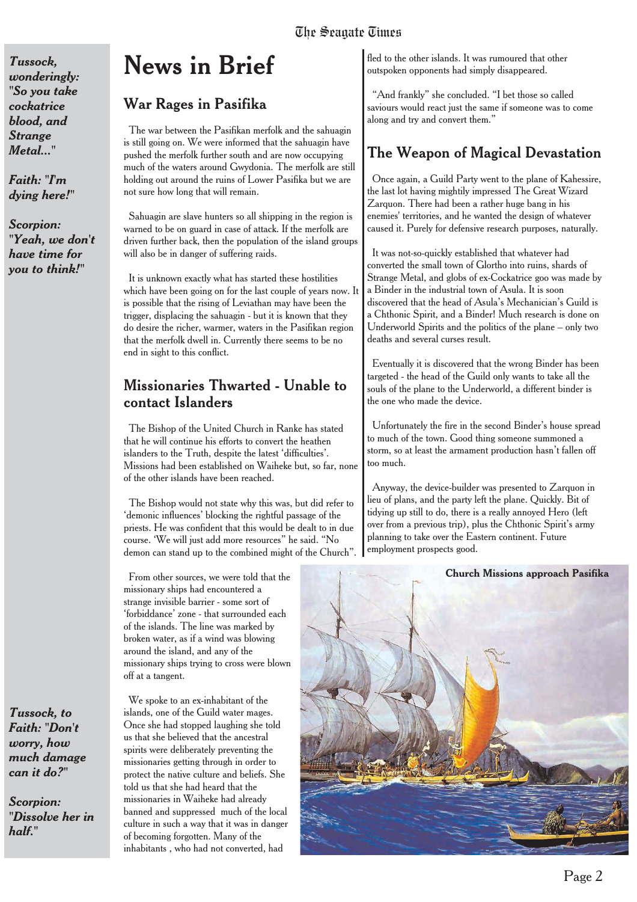*Tussock, wonderingly: "So you take cockatrice blood, and Strange Metal..."*

*Faith: "I'm dying here!"*

*Scorpion: "Yeah, we don't have time for you to think!"*

# News in Brief

## War Rages in Pasifika

The war between the Pasifikan merfolk and the sahuagin is still going on. We were informed that the sahuagin have pushed the merfolk further south and are now occupying much of the waters around Gwydonia. The merfolk are still holding out around the ruins of Lower Pasifika but we are not sure how long that will remain.

Sahuagin are slave hunters so all shipping in the region is warned to be on guard in case of attack. If the merfolk are driven further back, then the population of the island groups will also be in danger of suffering raids.

It is unknown exactly what has started these hostilities which have been going on for the last couple of years now. It is possible that the rising of Leviathan may have been the trigger, displacing the sahuagin - but it is known that they do desire the richer, warmer, waters in the Pasifikan region that the merfolk dwell in. Currently there seems to be no end in sight to this conflict.

## Missionaries Thwarted - Unable to contact Islanders

The Bishop of the United Church in Ranke has stated that he will continue his efforts to convert the heathen islanders to the Truth, despite the latest 'difficulties'. Missions had been established on Waiheke but, so far, none of the other islands have been reached.

The Bishop would not state why this was, but did refer to 'demonic influences' blocking the rightful passage of the priests. He was confident that this would be dealt to in due course. 'We will just add more resources" he said. "No demon can stand up to the combined might of the Church".

From other sources, we were told that the missionary ships had encountered a strange invisible barrier - some sort of 'forbiddance' zone - that surrounded each of the islands. The line was marked by broken water, as if a wind was blowing around the island, and any of the missionary ships trying to cross were blown off at a tangent.

We spoke to an ex-inhabitant of the islands, one of the Guild water mages. Once she had stopped laughing she told us that she believed that the ancestral spirits were deliberately preventing the missionaries getting through in order to protect the native culture and beliefs. She told us that she had heard that the missionaries in Waiheke had already banned and suppressed much of the local culture in such a way that it was in danger of becoming forgotten. Many of the inhabitants , who had not converted, had fled to the other islands. It was rumoured that other outspoken opponents had simply disappeared.

"And frankly" she concluded. "I bet those so called saviours would react just the same if someone was to come along and try and convert them."

## The Weapon of Magical Devastation

Once again, a Guild Party went to the plane of Kahessire, the last lot having mightily impressed The Great Wizard Zarquon. There had been a rather huge bang in his enemies' territories, and he wanted the design of whatever caused it. Purely for defensive research purposes, naturally.

It was not-so-quickly established that whatever had converted the small town of Glortho into ruins, shards of Strange Metal, and globs of ex-Cockatrice goo was made by a Binder in the industrial town of Asula. It is soon discovered that the head of Asula's Mechanician's Guild is a Chthonic Spirit, and a Binder! Much research is done on Underworld Spirits and the politics of the plane – only two deaths and several curses result.

Eventually it is discovered that the wrong Binder has been targeted - the head of the Guild only wants to take all the souls of the plane to the Underworld, a different binder is the one who made the device.

Unfortunately the fire in the second Binder's house spread to much of the town. Good thing someone summoned a storm, so at least the armament production hasn't fallen off too much.

Anyway, the device-builder was presented to Zarquon in lieu of plans, and the party left the plane. Quickly. Bit of tidying up still to do, there is a really annoyed Hero (left over from a previous trip), plus the Chthonic Spirit's army planning to take over the Eastern continent. Future employment prospects good.

**Church Missions approach Pasifika**

*Tussock, to Faith: "Don't worry, how much damage can it do?"*

*Scorpion: "Dissolve her in half."*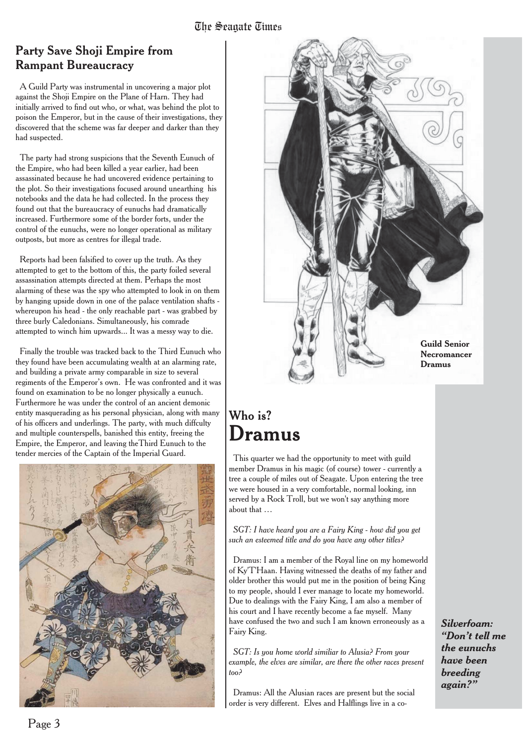## Party Save Shoji Empire from Rampant Bureaucracy

A Guild Party was instrumental in uncovering a major plot against the Shoji Empire on the Plane of Harn. They had initially arrived to find out who, or what, was behind the plot to poison the Emperor, but in the cause of their investigations, they discovered that the scheme was far deeper and darker than they had suspected.

The party had strong suspicions that the Seventh Eunuch of the Empire, who had been killed a year earlier, had been assassinated because he had uncovered evidence pertaining to the plot. So their investigations focused around unearthing his notebooks and the data he had collected. In the process they found out that the bureaucracy of eunuchs had dramatically increased. Furthermore some of the border forts, under the control of the eunuchs, were no longer operational as military outposts, but more as centres for illegal trade.

Reports had been falsified to cover up the truth. As they attempted to get to the bottom of this, the party foiled several assassination attempts directed at them. Perhaps the most alarming of these was the spy who attempted to look in on them by hanging upside down in one of the palace ventilation shafts - whereupon his head - the only reachable part - was grabbed by three burly Caledonians. Simultaneously, his comrade attempted to winch him upwards... It was a messy way to die.

Finally the trouble was tracked back to the Third Eunuch who they found have been accumulating wealth at an alarming rate, and building a private army comparable in size to several regiments of the Emperor's own. He was confronted and it was found on examination to be no longer physically a eunuch. Furthermore he was under the control of an ancient demonic entity masquerading as his personal physician, along with many of his officers and underlings. The party, with much diffculty and multiple counterspells, banished this entity, freeing the Empire, the Emperor, and leaving theThird Eunuch to the tender mercies of the Captain of the Imperial Guard.

**Guild Senior Necromancer Dramus**

## Who is? Dramus

This quarter we had the opportunity to meet with guild member Dramus in his magic (of course) tower - currently a tree a couple of miles out of Seagate. Upon entering the tree we were housed in a very comfortable, normal looking, inn served by a Rock Troll, but we won't say anything more about that …

*SGT: I have heard you are a Fairy King - how did you get such an esteemed title and do you have any other titles?*

Dramus: I am a member of the Royal line on my homeworld of Ky'T'Haan. Having witnessed the deaths of my father and older brother this would put me in the position of being King to my people, should I ever manage to locate my homeworld. Due to dealings with the Fairy King, I am also a member of his court and I have recently become a fae myself. Many have confused the two and such I am known erroneously as a Fairy King.

*SGT: Is you home world similiar to Alusia? From your example, the elves are similar, are there the other races present too?*

Dramus: All the Alusian races are present but the social order is very different. Elves and Halflings live in a co-

***Silverfoam: "Don't tell me the eunuchs have been breeding again?"***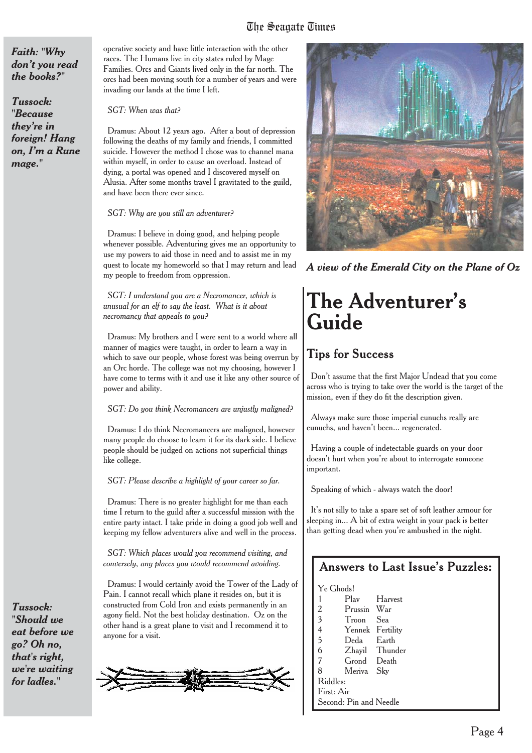*Faith: "Why don't you read the books?"*

*Tussock: "Because they're in foreign! Hang on, I'm a Rune mage."*

operative society and have little interaction with the other races. The Humans live in city states ruled by Mage Families. Orcs and Giants lived only in the far north. The orcs had been moving south for a number of years and were invading our lands at the time I left.

*SGT: When was that?*

Dramus: About 12 years ago. After a bout of depression following the deaths of my family and friends, I committed suicide. However the method I chose was to channel mana within myself, in order to cause an overload. Instead of dying, a portal was opened and I discovered myself on Alusia. After some months travel I gravitated to the guild, and have been there ever since.

*SGT: Why are you still an adventurer?*

Dramus: I believe in doing good, and helping people whenever possible. Adventuring gives me an opportunity to use my powers to aid those in need and to assist me in my quest to locate my homeworld so that I may return and lead my people to freedom from oppression.

*SGT: I understand you are a Necromancer, which is unusual for an elf to say the least. What is it about necromancy that appeals to you?*

Dramus: My brothers and I were sent to a world where all manner of magics were taught, in order to learn a way in which to save our people, whose forest was being overrun by an Orc horde. The college was not my choosing, however I have come to terms with it and use it like any other source of power and ability.

*SGT: Do you think Necromancers are unjustly maligned?*

Dramus: I do think Necromancers are maligned, however many people do choose to learn it for its dark side. I believe people should be judged on actions not superficial things like college.

*SGT: Please describe a highlight of your career so far.*

Dramus: There is no greater highlight for me than each time I return to the guild after a successful mission with the entire party intact. I take pride in doing a good job well and keeping my fellow adventurers alive and well in the process.

*SGT: Which places would you recommend visiting, and conversely, any places you would recommend avoiding.*

Dramus: I would certainly avoid the Tower of the Lady of Pain. I cannot recall which plane it resides on, but it is constructed from Cold Iron and exists permanently in an agony field. Not the best holiday destination. Oz on the other hand is a great plane to visit and I recommend it to anyone for a visit.

*Tussock: "Should we eat before we go? Oh no, that's right, we're waiting for ladles."*

***A view of the Emerald City on the Plane of Oz***

# The Adventurer's Guide

## Tips for Success

Don't assume that the first Major Undead that you come across who is trying to take over the world is the target of the mission, even if they do fit the description given.

Always make sure those imperial eunuchs really are eunuchs, and haven't been... regenerated.

Having a couple of indetectable guards on your door doesn't hurt when you're about to interrogate someone important.

Speaking of which - always watch the door!

It's not silly to take a spare set of soft leather armour for sleeping in... A bit of extra weight in your pack is better than getting dead when you're ambushed in the night.

### Answers to Last Issue's Puzzles:

Ye Ghods!

| | | |
|---|---|---|
| 1 | Plav | Harvest |
| 2 | Prussin | War |
| 3 | Troon | Sea |
| 4 | Yennek | Fertility |
| 5 | Deda | Earth |
| 6 | Zhayil | Thunder |
| 7 | Grond | Death |
| 8 | Meriva | Sky |

Riddles:
First: Air
Second: Pin and Needle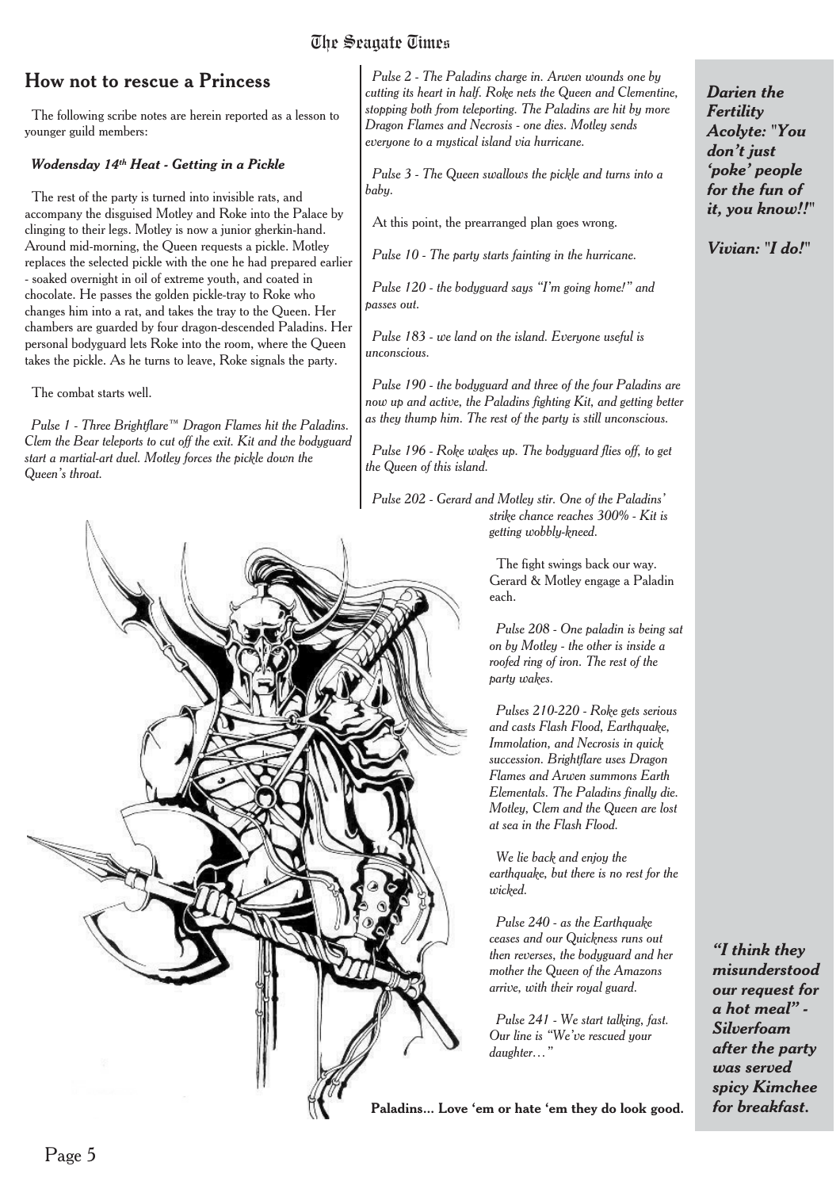## How not to rescue a Princess

The following scribe notes are herein reported as a lesson to younger guild members:

***Wodensday 14th Heat - Getting in a Pickle***

The rest of the party is turned into invisible rats, and accompany the disguised Motley and Roke into the Palace by clinging to their legs. Motley is now a junior gherkin-hand. Around mid-morning, the Queen requests a pickle. Motley replaces the selected pickle with the one he had prepared earlier - soaked overnight in oil of extreme youth, and coated in chocolate. He passes the golden pickle-tray to Roke who changes him into a rat, and takes the tray to the Queen. Her chambers are guarded by four dragon-descended Paladins. Her personal bodyguard lets Roke into the room, where the Queen takes the pickle. As he turns to leave, Roke signals the party.

The combat starts well.

*Pulse 1 - Three Brightflare™ Dragon Flames hit the Paladins. Clem the Bear teleports to cut off the exit. Kit and the bodyguard start a martial-art duel. Motley forces the pickle down the Queen's throat.*

*Pulse 2 - The Paladins charge in. Arwen wounds one by cutting its heart in half. Roke nets the Queen and Clementine, stopping both from teleporting. The Paladins are hit by more Dragon Flames and Necrosis - one dies. Motley sends everyone to a mystical island via hurricane.*

*Pulse 3 - The Queen swallows the pickle and turns into a baby.*

At this point, the prearranged plan goes wrong.

*Pulse 10 - The party starts fainting in the hurricane.*

*Pulse 120 - the bodyguard says "I'm going home!" and passes out.*

*Pulse 183 - we land on the island. Everyone useful is unconscious.*

*Pulse 190 - the bodyguard and three of the four Paladins are now up and active, the Paladins fighting Kit, and getting better as they thump him. The rest of the party is still unconscious.*

*Pulse 196 - Roke wakes up. The bodyguard flies off, to get the Queen of this island.*

*Pulse 202 - Gerard and Motley stir. One of the Paladins' strike chance reaches 300% - Kit is getting wobbly-kneed.*

The fight swings back our way. Gerard & Motley engage a Paladin each.

*Pulse 208 - One paladin is being sat on by Motley - the other is inside a roofed ring of iron. The rest of the party wakes.*

*Pulses 210-220 - Roke gets serious and casts Flash Flood, Earthquake, Immolation, and Necrosis in quick succession. Brightflare uses Dragon Flames and Arwen summons Earth Elementals. The Paladins finally die. Motley, Clem and the Queen are lost at sea in the Flash Flood.*

*We lie back and enjoy the earthquake, but there is no rest for the wicked.*

*Pulse 240 - as the Earthquake ceases and our Quickness runs out then reverses, the bodyguard and her mother the Queen of the Amazons arrive, with their royal guard.*

*Pulse 241 - We start talking, fast. Our line is "We've rescued your daughter…"*

**Paladins... Love 'em or hate 'em they do look good.**

***Darien the Fertility Acolyte: "You don't just 'poke' people for the fun of it, you know!!"***

***Vivian: "I do!"***

***"I think they misunderstood our request for a hot meal" - Silverfoam after the party was served spicy Kimchee for breakfast.***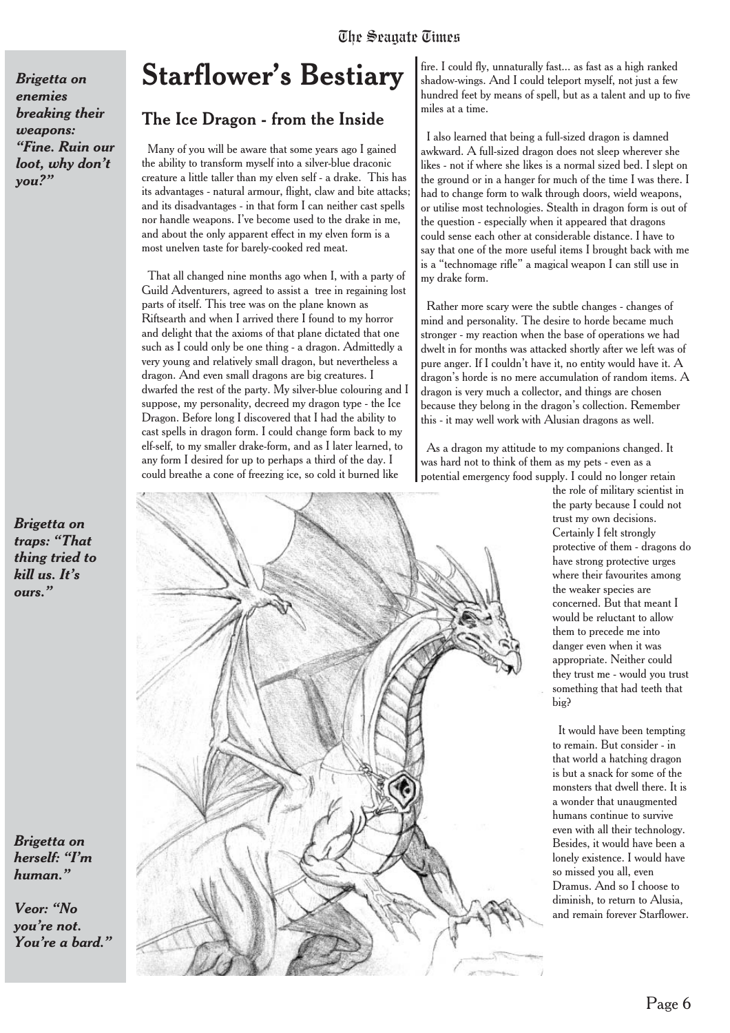# Starflower's Bestiary

## The Ice Dragon - from the Inside

Many of you will be aware that some years ago I gained the ability to transform myself into a silver-blue draconic creature a little taller than my elven self - a drake. This has its advantages - natural armour, flight, claw and bite attacks; and its disadvantages - in that form I can neither cast spells nor handle weapons. I've become used to the drake in me, and about the only apparent effect in my elven form is a most unelven taste for barely-cooked red meat.

That all changed nine months ago when I, with a party of Guild Adventurers, agreed to assist a tree in regaining lost parts of itself. This tree was on the plane known as Riftsearth and when I arrived there I found to my horror and delight that the axioms of that plane dictated that one such as I could only be one thing - a dragon. Admittedly a very young and relatively small dragon, but nevertheless a dragon. And even small dragons are big creatures. I dwarfed the rest of the party. My silver-blue colouring and I suppose, my personality, decreed my dragon type - the Ice Dragon. Before long I discovered that I had the ability to cast spells in dragon form. I could change form back to my elf-self, to my smaller drake-form, and as I later learned, to any form I desired for up to perhaps a third of the day. I could breathe a cone of freezing ice, so cold it burned like fire. I could fly, unnaturally fast... as fast as a high ranked shadow-wings. And I could teleport myself, not just a few hundred feet by means of spell, but as a talent and up to five miles at a time.

I also learned that being a full-sized dragon is damned awkward. A full-sized dragon does not sleep wherever she likes - not if where she likes is a normal sized bed. I slept on the ground or in a hanger for much of the time I was there. I had to change form to walk through doors, wield weapons, or utilise most technologies. Stealth in dragon form is out of the question - especially when it appeared that dragons could sense each other at considerable distance. I have to say that one of the more useful items I brought back with me is a "technomage rifle" a magical weapon I can still use in my drake form.

Rather more scary were the subtle changes - changes of mind and personality. The desire to horde became much stronger - my reaction when the base of operations we had dwelt in for months was attacked shortly after we left was of pure anger. If I couldn't have it, no entity would have it. A dragon's horde is no mere accumulation of random items. A dragon is very much a collector, and things are chosen because they belong in the dragon's collection. Remember this - it may well work with Alusian dragons as well.

As a dragon my attitude to my companions changed. It was hard not to think of them as my pets - even as a potential emergency food supply. I could no longer retain the role of military scientist in the party because I could not trust my own decisions. Certainly I felt strongly protective of them - dragons do have strong protective urges where their favourites among the weaker species are concerned. But that meant I would be reluctant to allow them to precede me into danger even when it was appropriate. Neither could they trust me - would you trust something that had teeth that big?

It would have been tempting to remain. But consider - in that world a hatching dragon is but a snack for some of the monsters that dwell there. It is a wonder that unaugmented humans continue to survive even with all their technology. Besides, it would have been a lonely existence. I would have so missed you all, even Dramus. And so I choose to diminish, to return to Alusia, and remain forever Starflower.

***Brigetta on enemies breaking their weapons: "Fine. Ruin our loot, why don't you?"***

***Brigetta on traps: "That thing tried to kill us. It's ours."***

***Brigetta on herself: "I'm human."***

***Veor: "No you're not. You're a bard."***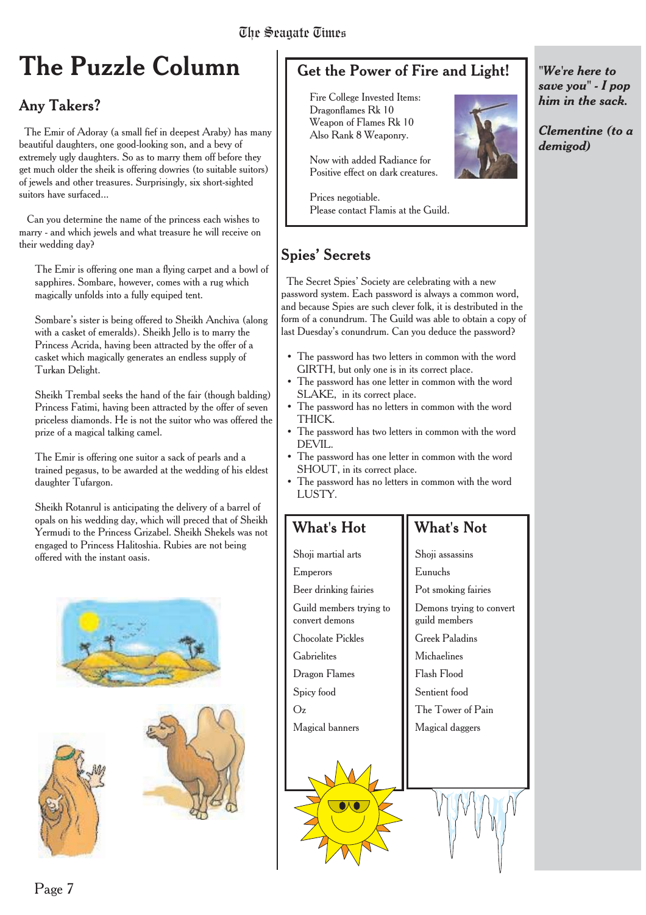# The Puzzle Column

## Any Takers?

The Emir of Adoray (a small fief in deepest Araby) has many beautiful daughters, one good-looking son, and a bevy of extremely ugly daughters. So as to marry them off before they get much older the sheik is offering dowries (to suitable suitors) of jewels and other treasures. Surprisingly, six short-sighted suitors have surfaced...

Can you determine the name of the princess each wishes to marry - and which jewels and what treasure he will receive on their wedding day?

The Emir is offering one man a flying carpet and a bowl of sapphires. Sombare, however, comes with a rug which magically unfolds into a fully equiped tent.

Sombare's sister is being offered to Sheikh Anchiva (along with a casket of emeralds). Sheikh Jello is to marry the Princess Acrida, having been attracted by the offer of a casket which magically generates an endless supply of Turkan Delight.

Sheikh Trembal seeks the hand of the fair (though balding) Princess Fatimi, having been attracted by the offer of seven priceless diamonds. He is not the suitor who was offered the prize of a magical talking camel.

The Emir is offering one suitor a sack of pearls and a trained pegasus, to be awarded at the wedding of his eldest daughter Tufargon.

Sheikh Rotanrul is anticipating the delivery of a barrel of opals on his wedding day, which will preced that of Sheikh Yermudi to the Princess Grizabel. Sheikh Shekels was not engaged to Princess Halitoshia. Rubies are not being offered with the instant oasis.

## Get the Power of Fire and Light!

Fire College Invested Items:
Dragonflames Rk 10
Weapon of Flames Rk 10
Also Rank 8 Weaponry.

Now with added Radiance for Positive effect on dark creatures.

Prices negotiable.
Please contact Flamis at the Guild.

## Spies' Secrets

The Secret Spies' Society are celebrating with a new password system. Each password is always a common word, and because Spies are such clever folk, it is destributed in the form of a conundrum. The Guild was able to obtain a copy of last Duesday's conundrum. Can you deduce the password?

- The password has two letters in common with the word GIRTH, but only one is in its correct place.
- The password has one letter in common with the word SLAKE, in its correct place.
- The password has no letters in common with the word THICK.
- The password has two letters in common with the word DEVIL.
- The password has one letter in common with the word SHOUT, in its correct place.
- The password has no letters in common with the word LUSTY.

## What's Hot

Shoji martial arts
Emperors
Beer drinking fairies
Guild members trying to convert demons
Chocolate Pickles
Gabrielites
Dragon Flames
Spicy food
Oz
Magical banners

## What's Not

Shoji assassins
Eunuchs
Pot smoking fairies
Demons trying to convert guild members
Greek Paladins
Michaelines
Flash Flood
Sentient food
The Tower of Pain
Magical daggers

***"We're here to save you" - I pop him in the sack.***

***Clementine (to a demigod)***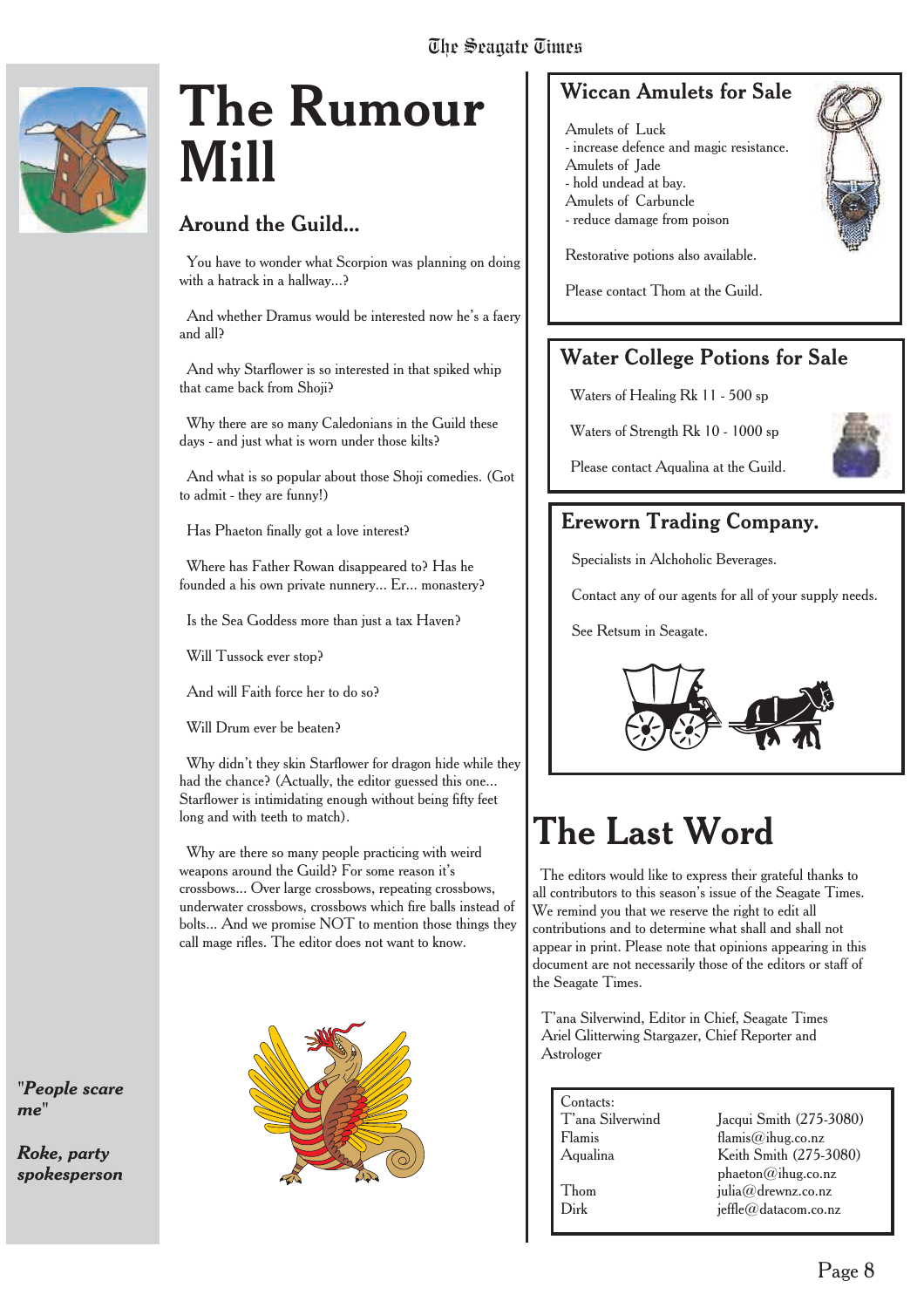# The Rumour Mill

## Around the Guild...

You have to wonder what Scorpion was planning on doing with a hatrack in a hallway...?

And whether Dramus would be interested now he's a faery and all?

And why Starflower is so interested in that spiked whip that came back from Shoji?

Why there are so many Caledonians in the Guild these days - and just what is worn under those kilts?

And what is so popular about those Shoji comedies. (Got to admit - they are funny!)

Has Phaeton finally got a love interest?

Where has Father Rowan disappeared to? Has he founded a his own private nunnery... Er... monastery?

Is the Sea Goddess more than just a tax Haven?

Will Tussock ever stop?

And will Faith force her to do so?

Will Drum ever be beaten?

Why didn't they skin Starflower for dragon hide while they had the chance? (Actually, the editor guessed this one... Starflower is intimidating enough without being fifty feet long and with teeth to match).

Why are there so many people practicing with weird weapons around the Guild? For some reason it's crossbows... Over large crossbows, repeating crossbows, underwater crossbows, crossbows which fire balls instead of bolts... And we promise NOT to mention those things they call mage rifles. The editor does not want to know.

***"People scare me"***

***Roke, party spokesperson***

## Wiccan Amulets for Sale

Amulets of Luck
- increase defence and magic resistance.

Amulets of Jade
- hold undead at bay.

Amulets of Carbuncle
- reduce damage from poison

Restorative potions also available.

Please contact Thom at the Guild.

## Water College Potions for Sale

Waters of Healing Rk 11 - 500 sp

Waters of Strength Rk 10 - 1000 sp

Please contact Aqualina at the Guild.

## Ereworn Trading Company.

Specialists in Alchoholic Beverages.

Contact any of our agents for all of your supply needs.

See Retsum in Seagate.

# The Last Word

The editors would like to express their grateful thanks to all contributors to this season's issue of the Seagate Times. We remind you that we reserve the right to edit all contributions and to determine what shall and shall not appear in print. Please note that opinions appearing in this document are not necessarily those of the editors or staff of the Seagate Times.

T'ana Silverwind, Editor in Chief, Seagate Times
Ariel Glitterwing Stargazer, Chief Reporter and Astrologer

| Contacts: | |
| --- | --- |
| T'ana Silverwind | Jacqui Smith (275-3080) |
| Flamis | flamis@ihug.co.nz |
| Aqualina | Keith Smith (275-3080) |
| | phaeton@ihug.co.nz |
| Thom | julia@drewnz.co.nz |
| Dirk | jeffle@datacom.co.nz |